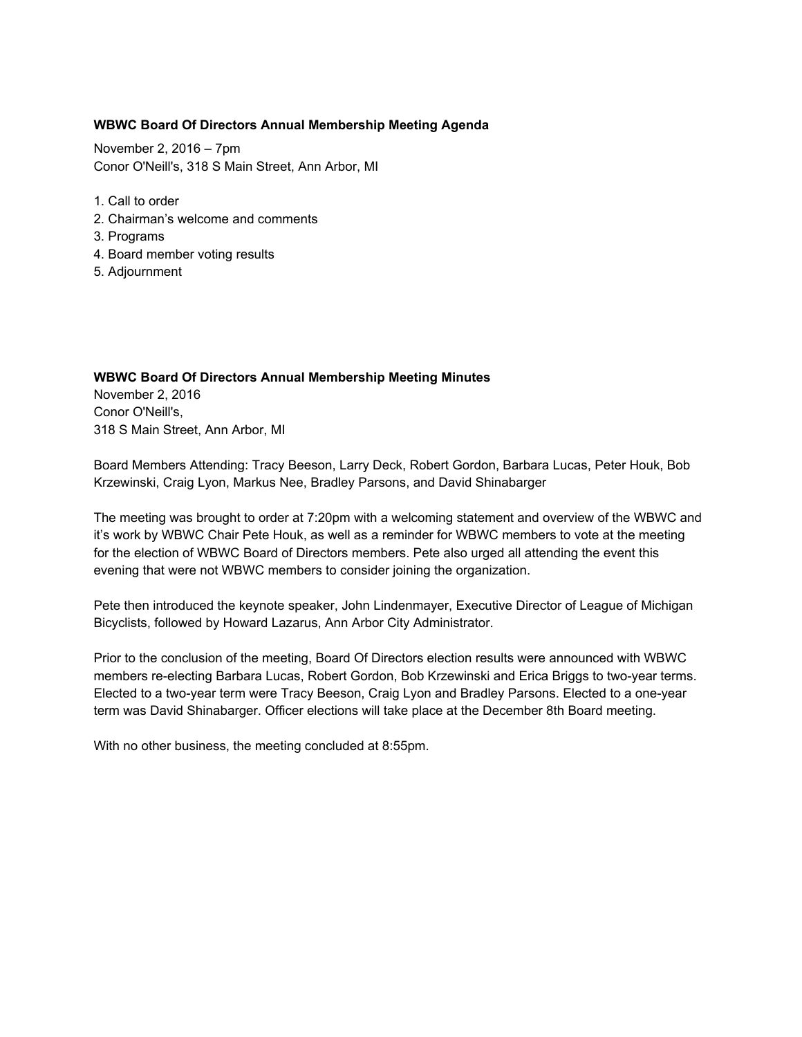**WBWC Board Of Directors Annual Membership Meeting Agenda**

November 2, 2016 – 7pm
Conor O'Neill's, 318 S Main Street, Ann Arbor, MI

1. Call to order
2. Chairman's welcome and comments
3. Programs
4. Board member voting results
5. Adjournment

**WBWC Board Of Directors Annual Membership Meeting Minutes**
November 2, 2016
Conor O'Neill's,
318 S Main Street, Ann Arbor, MI

Board Members Attending: Tracy Beeson, Larry Deck, Robert Gordon, Barbara Lucas, Peter Houk, Bob Krzewinski, Craig Lyon, Markus Nee, Bradley Parsons, and David Shinabarger

The meeting was brought to order at 7:20pm with a welcoming statement and overview of the WBWC and it's work by WBWC Chair Pete Houk, as well as a reminder for WBWC members to vote at the meeting for the election of WBWC Board of Directors members. Pete also urged all attending the event this evening that were not WBWC members to consider joining the organization.

Pete then introduced the keynote speaker, John Lindenmayer, Executive Director of League of Michigan Bicyclists, followed by Howard Lazarus, Ann Arbor City Administrator.

Prior to the conclusion of the meeting, Board Of Directors election results were announced with WBWC members re-electing Barbara Lucas, Robert Gordon, Bob Krzewinski and Erica Briggs to two-year terms. Elected to a two-year term were Tracy Beeson, Craig Lyon and Bradley Parsons. Elected to a one-year term was David Shinabarger. Officer elections will take place at the December 8th Board meeting.

With no other business, the meeting concluded at 8:55pm.